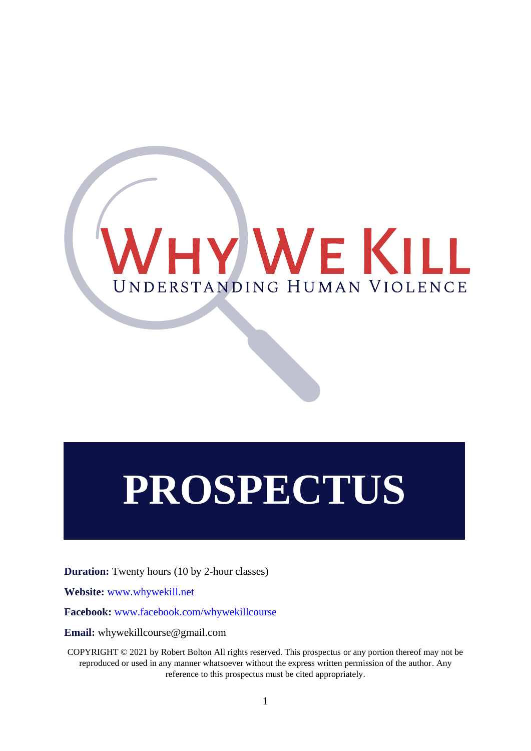# WHY WE KILL

UNDERSTANDING HUMAN VIOLENCE

# PROSPECTUS

**Duration:** Twenty hours (10 by 2-hour classes)

**Website:** www.whywekill.net

**Facebook:** www.facebook.com/whywekillcourse

**Email:** whywekillcourse@gmail.com

COPYRIGHT © 2021 by Robert Bolton All rights reserved. This prospectus or any portion thereof may not be reproduced or used in any manner whatsoever without the express written permission of the author. Any reference to this prospectus must be cited appropriately.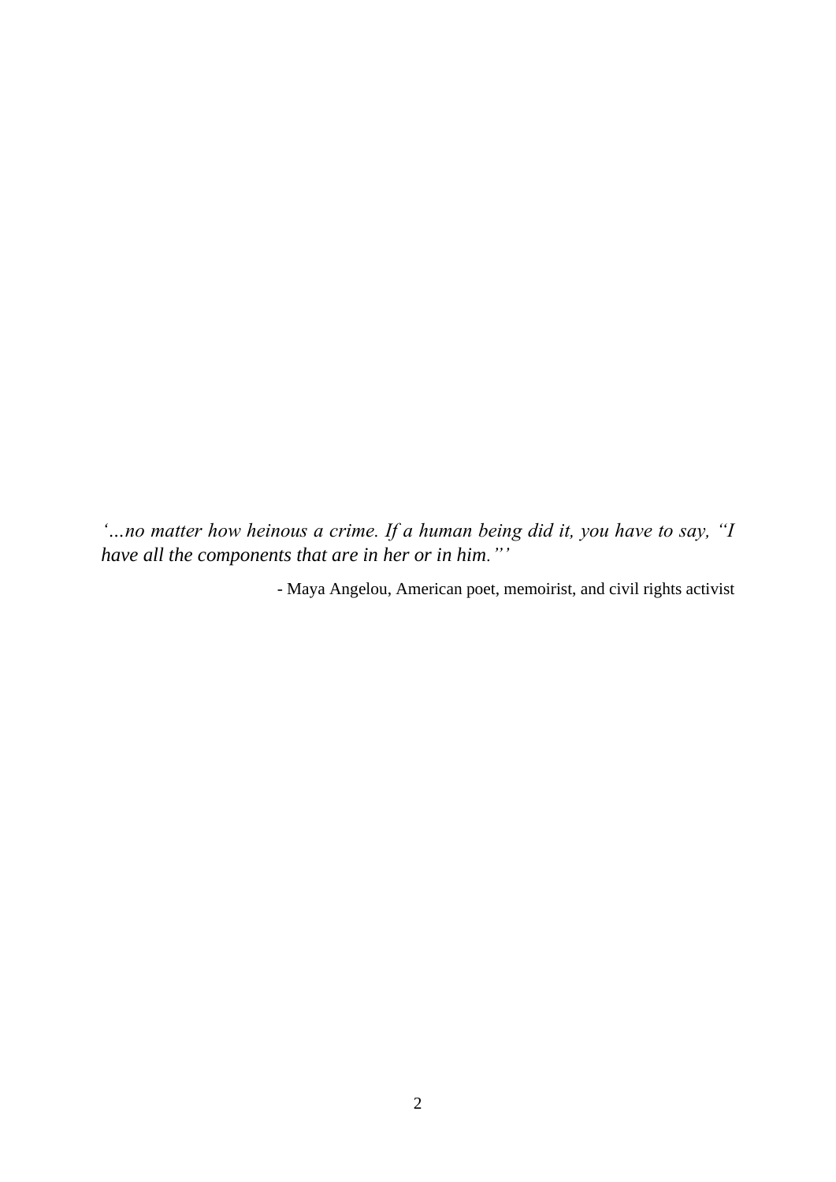*‘…no matter how heinous a crime. If a human being did it, you have to say, “I have all the components that are in her or in him.”’*

- Maya Angelou, American poet, memoirist, and civil rights activist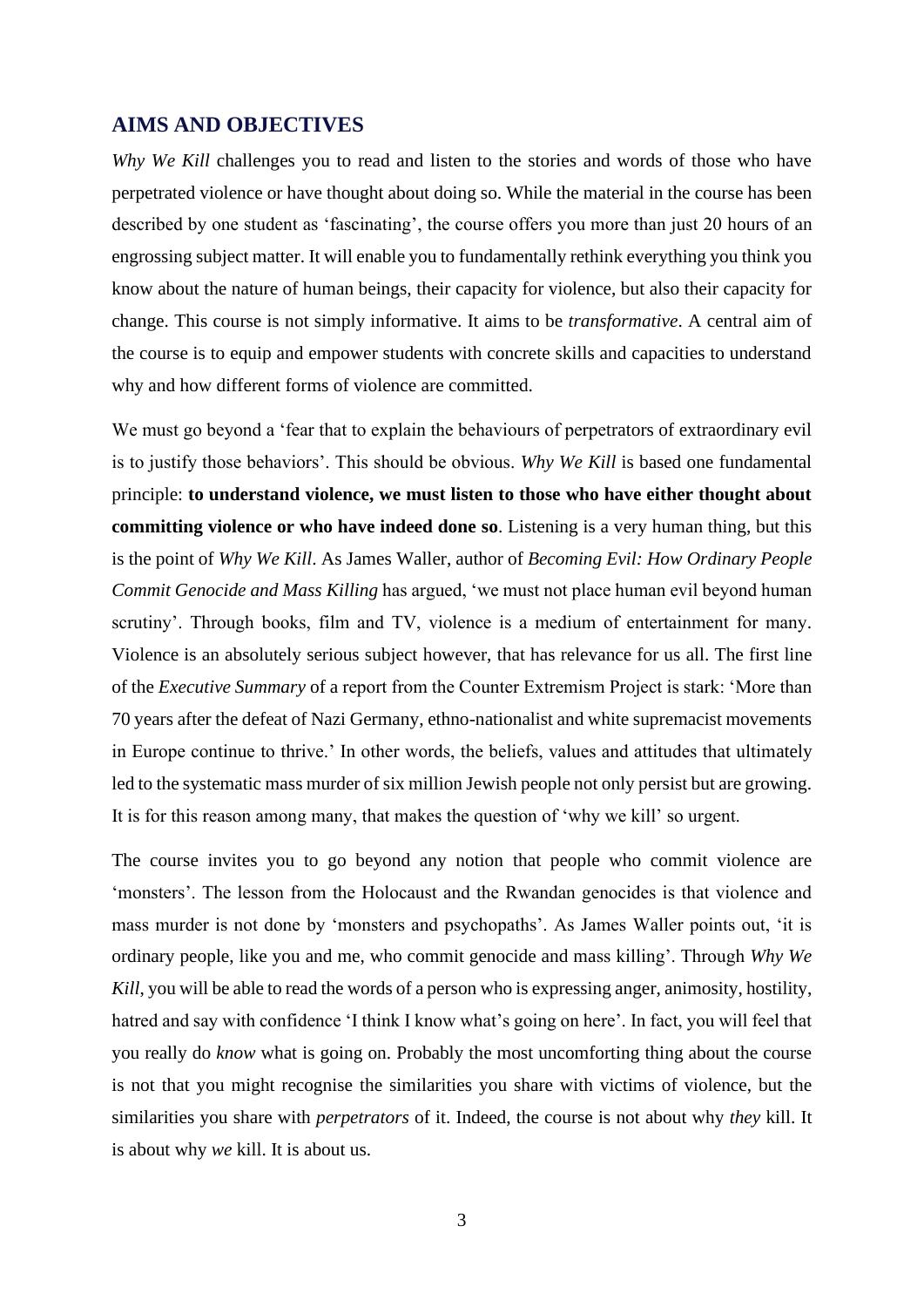## AIMS AND OBJECTIVES

*Why We Kill* challenges you to read and listen to the stories and words of those who have perpetrated violence or have thought about doing so. While the material in the course has been described by one student as 'fascinating', the course offers you more than just 20 hours of an engrossing subject matter. It will enable you to fundamentally rethink everything you think you know about the nature of human beings, their capacity for violence, but also their capacity for change. This course is not simply informative. It aims to be *transformative*. A central aim of the course is to equip and empower students with concrete skills and capacities to understand why and how different forms of violence are committed.

We must go beyond a 'fear that to explain the behaviours of perpetrators of extraordinary evil is to justify those behaviors'. This should be obvious. *Why We Kill* is based one fundamental principle: **to understand violence, we must listen to those who have either thought about committing violence or who have indeed done so**. Listening is a very human thing, but this is the point of *Why We Kill*. As James Waller, author of *Becoming Evil: How Ordinary People Commit Genocide and Mass Killing* has argued, 'we must not place human evil beyond human scrutiny'. Through books, film and TV, violence is a medium of entertainment for many. Violence is an absolutely serious subject however, that has relevance for us all. The first line of the *Executive Summary* of a report from the Counter Extremism Project is stark: 'More than 70 years after the defeat of Nazi Germany, ethno-nationalist and white supremacist movements in Europe continue to thrive.' In other words, the beliefs, values and attitudes that ultimately led to the systematic mass murder of six million Jewish people not only persist but are growing. It is for this reason among many, that makes the question of 'why we kill' so urgent.

The course invites you to go beyond any notion that people who commit violence are 'monsters'. The lesson from the Holocaust and the Rwandan genocides is that violence and mass murder is not done by 'monsters and psychopaths'. As James Waller points out, 'it is ordinary people, like you and me, who commit genocide and mass killing'. Through *Why We Kill*, you will be able to read the words of a person who is expressing anger, animosity, hostility, hatred and say with confidence 'I think I know what's going on here'. In fact, you will feel that you really do *know* what is going on. Probably the most uncomforting thing about the course is not that you might recognise the similarities you share with victims of violence, but the similarities you share with *perpetrators* of it. Indeed, the course is not about why *they* kill. It is about why *we* kill. It is about us.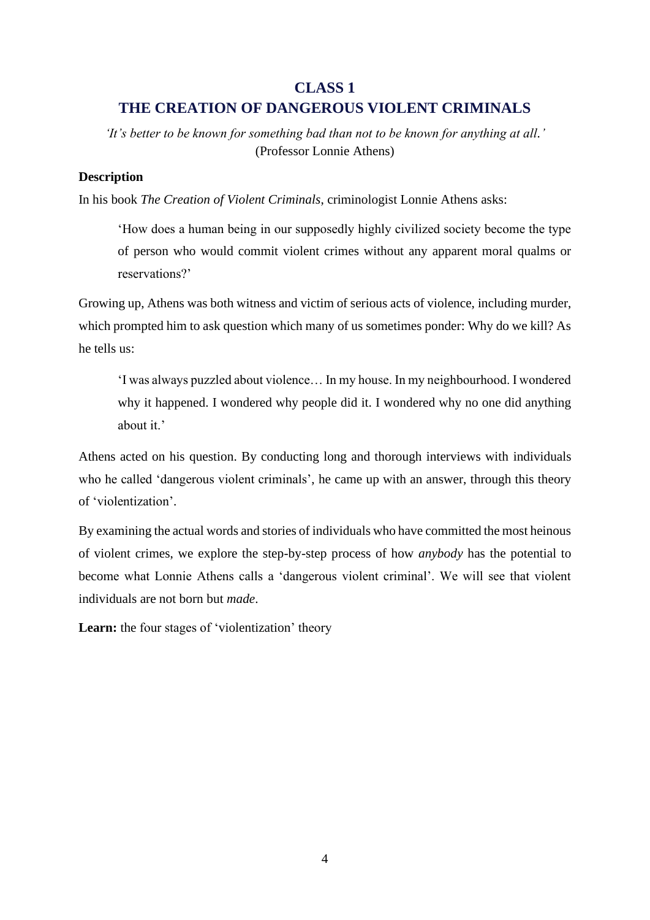# CLASS 1
# THE CREATION OF DANGEROUS VIOLENT CRIMINALS

*'It's better to be known for something bad than not to be known for anything at all.'*
(Professor Lonnie Athens)

**Description**

In his book *The Creation of Violent Criminals*, criminologist Lonnie Athens asks:

> 'How does a human being in our supposedly highly civilized society become the type of person who would commit violent crimes without any apparent moral qualms or reservations?'

Growing up, Athens was both witness and victim of serious acts of violence, including murder, which prompted him to ask question which many of us sometimes ponder: Why do we kill? As he tells us:

> 'I was always puzzled about violence… In my house. In my neighbourhood. I wondered why it happened. I wondered why people did it. I wondered why no one did anything about it.'

Athens acted on his question. By conducting long and thorough interviews with individuals who he called 'dangerous violent criminals', he came up with an answer, through this theory of 'violentization'.

By examining the actual words and stories of individuals who have committed the most heinous of violent crimes, we explore the step-by-step process of how *anybody* has the potential to become what Lonnie Athens calls a 'dangerous violent criminal'. We will see that violent individuals are not born but *made*.

**Learn:** the four stages of 'violentization' theory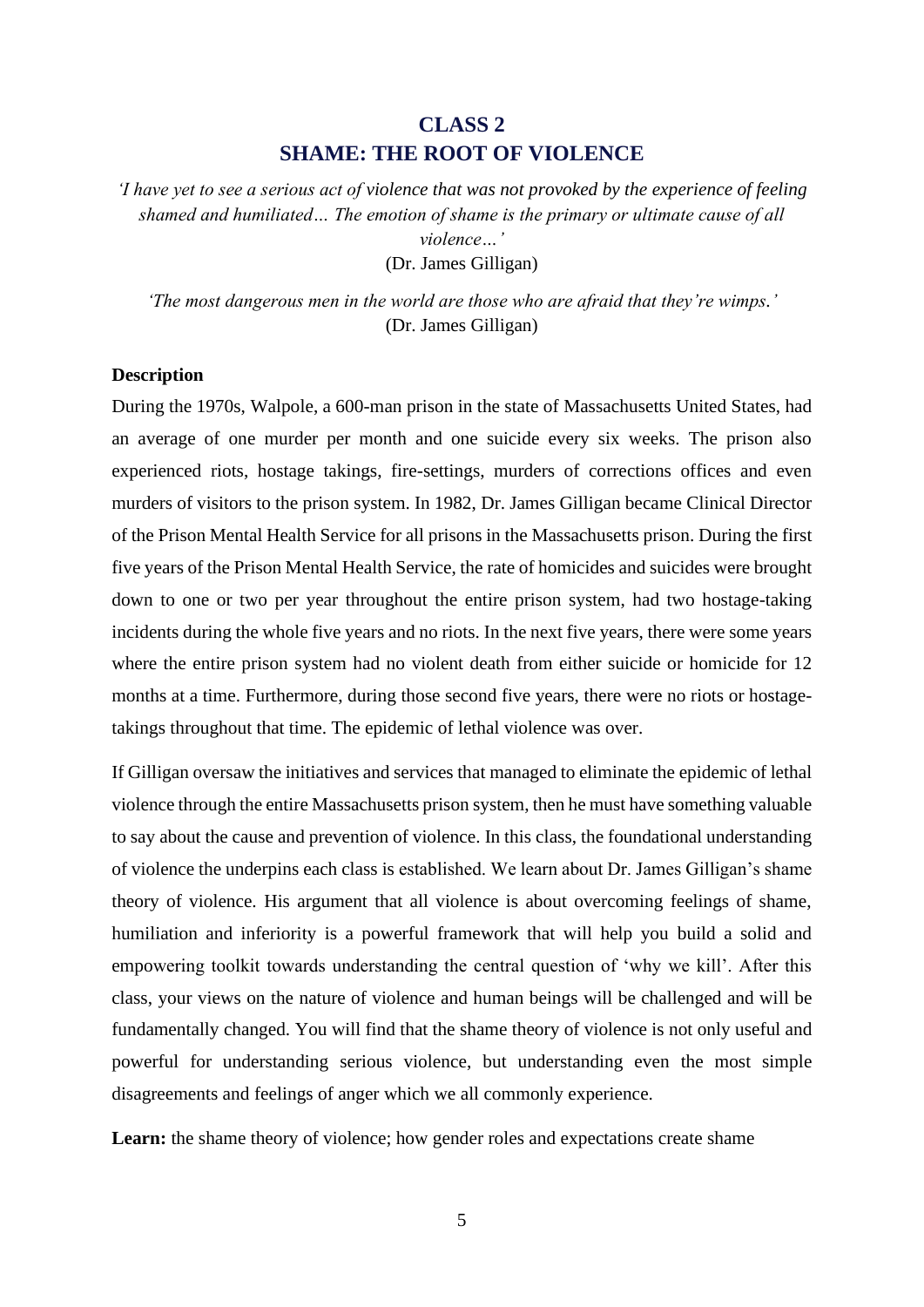# CLASS 2
# SHAME: THE ROOT OF VIOLENCE

*'I have yet to see a serious act of violence that was not provoked by the experience of feeling shamed and humiliated… The emotion of shame is the primary or ultimate cause of all violence…'*
(Dr. James Gilligan)

*'The most dangerous men in the world are those who are afraid that they're wimps.'*
(Dr. James Gilligan)

**Description**

During the 1970s, Walpole, a 600-man prison in the state of Massachusetts United States, had an average of one murder per month and one suicide every six weeks. The prison also experienced riots, hostage takings, fire-settings, murders of corrections offices and even murders of visitors to the prison system. In 1982, Dr. James Gilligan became Clinical Director of the Prison Mental Health Service for all prisons in the Massachusetts prison. During the first five years of the Prison Mental Health Service, the rate of homicides and suicides were brought down to one or two per year throughout the entire prison system, had two hostage-taking incidents during the whole five years and no riots. In the next five years, there were some years where the entire prison system had no violent death from either suicide or homicide for 12 months at a time. Furthermore, during those second five years, there were no riots or hostage-takings throughout that time. The epidemic of lethal violence was over.

If Gilligan oversaw the initiatives and services that managed to eliminate the epidemic of lethal violence through the entire Massachusetts prison system, then he must have something valuable to say about the cause and prevention of violence. In this class, the foundational understanding of violence the underpins each class is established. We learn about Dr. James Gilligan's shame theory of violence. His argument that all violence is about overcoming feelings of shame, humiliation and inferiority is a powerful framework that will help you build a solid and empowering toolkit towards understanding the central question of 'why we kill'. After this class, your views on the nature of violence and human beings will be challenged and will be fundamentally changed. You will find that the shame theory of violence is not only useful and powerful for understanding serious violence, but understanding even the most simple disagreements and feelings of anger which we all commonly experience.

**Learn:** the shame theory of violence; how gender roles and expectations create shame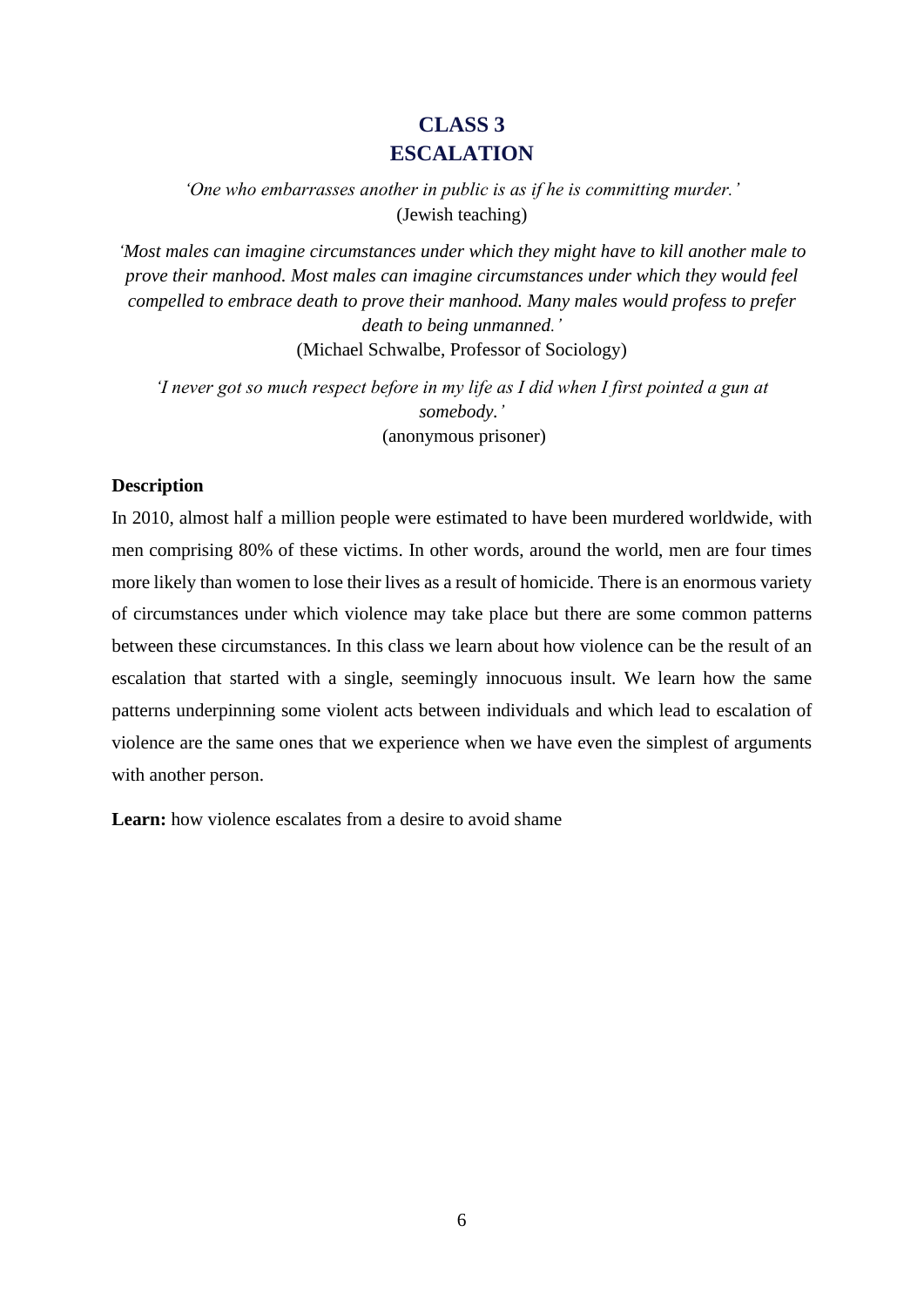# CLASS 3
# ESCALATION

*'One who embarrasses another in public is as if he is committing murder.'*
(Jewish teaching)

*'Most males can imagine circumstances under which they might have to kill another male to prove their manhood. Most males can imagine circumstances under which they would feel compelled to embrace death to prove their manhood. Many males would profess to prefer death to being unmanned.'*
(Michael Schwalbe, Professor of Sociology)

*'I never got so much respect before in my life as I did when I first pointed a gun at somebody.'*
(anonymous prisoner)

**Description**

In 2010, almost half a million people were estimated to have been murdered worldwide, with men comprising 80% of these victims. In other words, around the world, men are four times more likely than women to lose their lives as a result of homicide. There is an enormous variety of circumstances under which violence may take place but there are some common patterns between these circumstances. In this class we learn about how violence can be the result of an escalation that started with a single, seemingly innocuous insult. We learn how the same patterns underpinning some violent acts between individuals and which lead to escalation of violence are the same ones that we experience when we have even the simplest of arguments with another person.

**Learn:** how violence escalates from a desire to avoid shame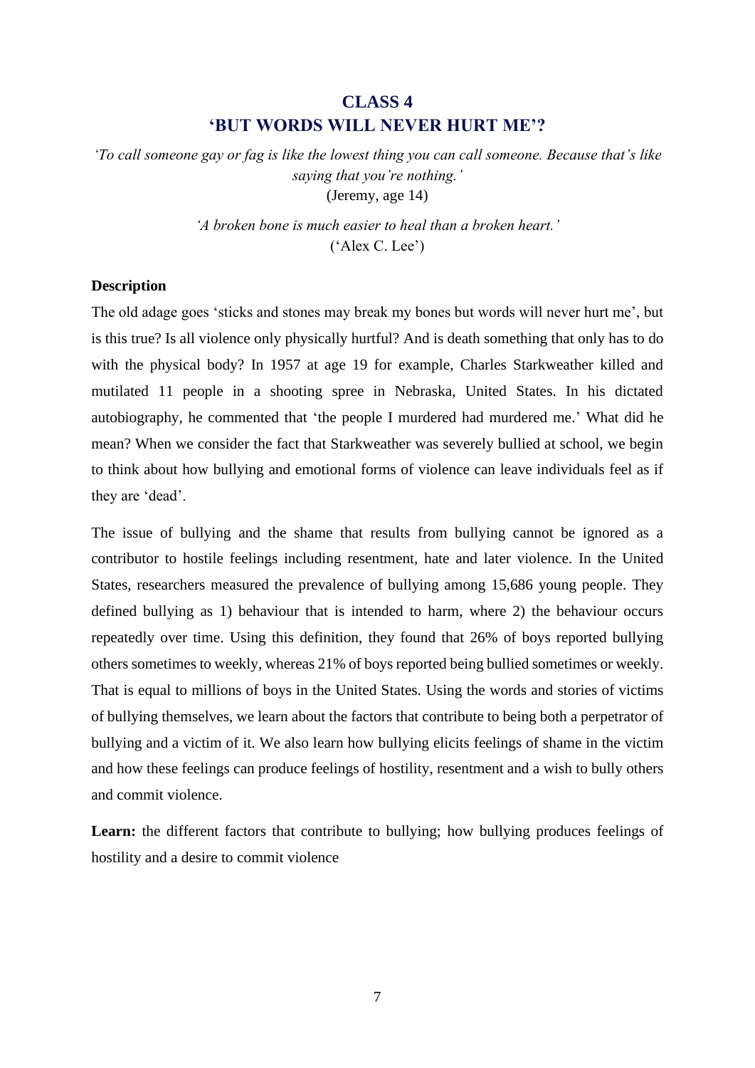# CLASS 4
# 'BUT WORDS WILL NEVER HURT ME'?

*'To call someone gay or fag is like the lowest thing you can call someone. Because that's like saying that you're nothing.'*
(Jeremy, age 14)

*'A broken bone is much easier to heal than a broken heart.'*
('Alex C. Lee')

**Description**

The old adage goes 'sticks and stones may break my bones but words will never hurt me', but is this true? Is all violence only physically hurtful? And is death something that only has to do with the physical body? In 1957 at age 19 for example, Charles Starkweather killed and mutilated 11 people in a shooting spree in Nebraska, United States. In his dictated autobiography, he commented that 'the people I murdered had murdered me.' What did he mean? When we consider the fact that Starkweather was severely bullied at school, we begin to think about how bullying and emotional forms of violence can leave individuals feel as if they are 'dead'.

The issue of bullying and the shame that results from bullying cannot be ignored as a contributor to hostile feelings including resentment, hate and later violence. In the United States, researchers measured the prevalence of bullying among 15,686 young people. They defined bullying as 1) behaviour that is intended to harm, where 2) the behaviour occurs repeatedly over time. Using this definition, they found that 26% of boys reported bullying others sometimes to weekly, whereas 21% of boys reported being bullied sometimes or weekly. That is equal to millions of boys in the United States. Using the words and stories of victims of bullying themselves, we learn about the factors that contribute to being both a perpetrator of bullying and a victim of it. We also learn how bullying elicits feelings of shame in the victim and how these feelings can produce feelings of hostility, resentment and a wish to bully others and commit violence.

**Learn:** the different factors that contribute to bullying; how bullying produces feelings of hostility and a desire to commit violence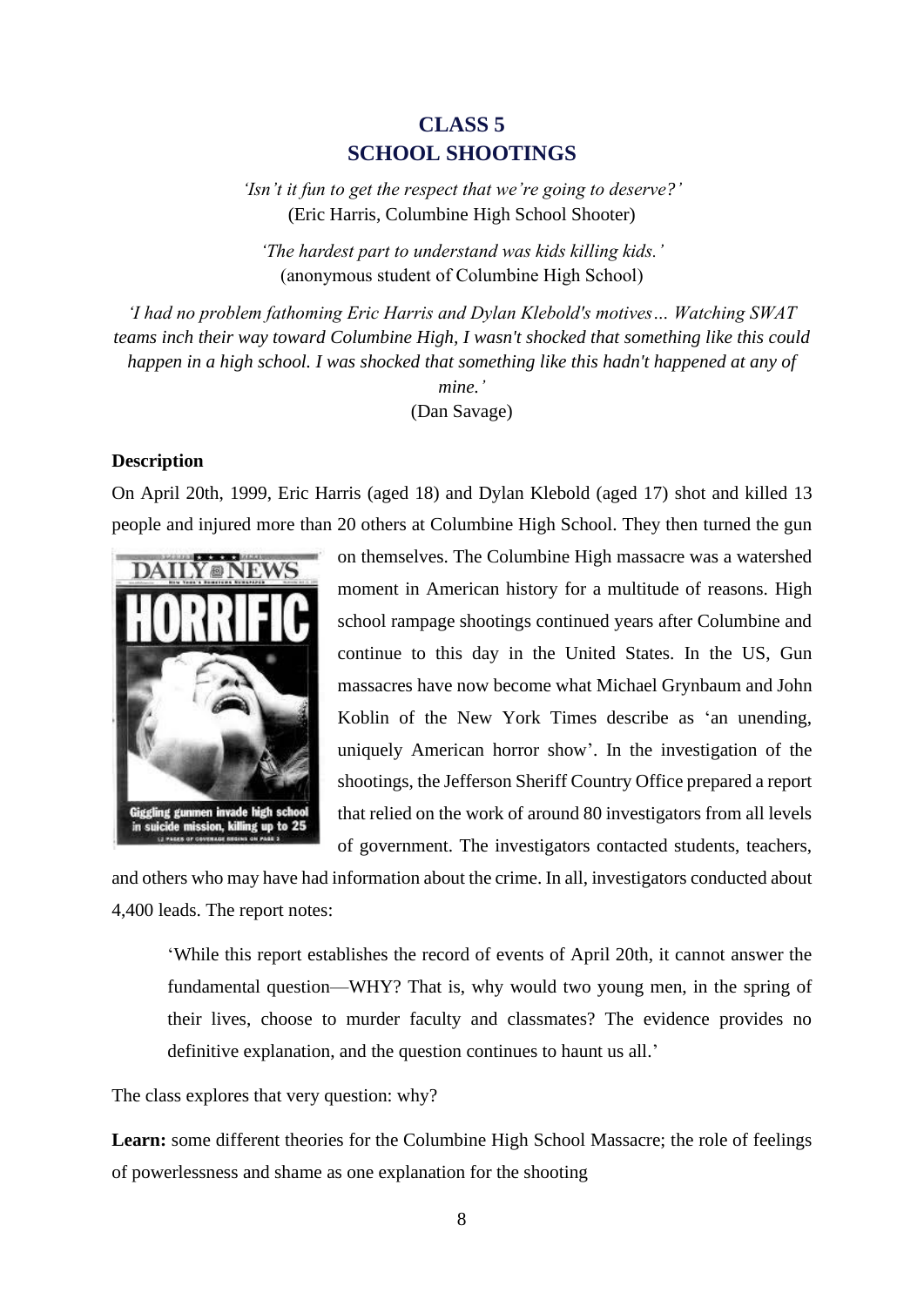# CLASS 5
# SCHOOL SHOOTINGS

*'Isn't it fun to get the respect that we're going to deserve?'*
(Eric Harris, Columbine High School Shooter)

*'The hardest part to understand was kids killing kids.'*
(anonymous student of Columbine High School)

*'I had no problem fathoming Eric Harris and Dylan Klebold's motives… Watching SWAT teams inch their way toward Columbine High, I wasn't shocked that something like this could happen in a high school. I was shocked that something like this hadn't happened at any of mine.'*
(Dan Savage)

**Description**

On April 20th, 1999, Eric Harris (aged 18) and Dylan Klebold (aged 17) shot and killed 13 people and injured more than 20 others at Columbine High School. They then turned the gun on themselves. The Columbine High massacre was a watershed moment in American history for a multitude of reasons. High school rampage shootings continued years after Columbine and continue to this day in the United States. In the US, Gun massacres have now become what Michael Grynbaum and John Koblin of the New York Times describe as 'an unending, uniquely American horror show'. In the investigation of the shootings, the Jefferson Sheriff Country Office prepared a report that relied on the work of around 80 investigators from all levels of government. The investigators contacted students, teachers, and others who may have had information about the crime. In all, investigators conducted about 4,400 leads. The report notes:

> 'While this report establishes the record of events of April 20th, it cannot answer the fundamental question—WHY? That is, why would two young men, in the spring of their lives, choose to murder faculty and classmates? The evidence provides no definitive explanation, and the question continues to haunt us all.'

The class explores that very question: why?

**Learn:** some different theories for the Columbine High School Massacre; the role of feelings of powerlessness and shame as one explanation for the shooting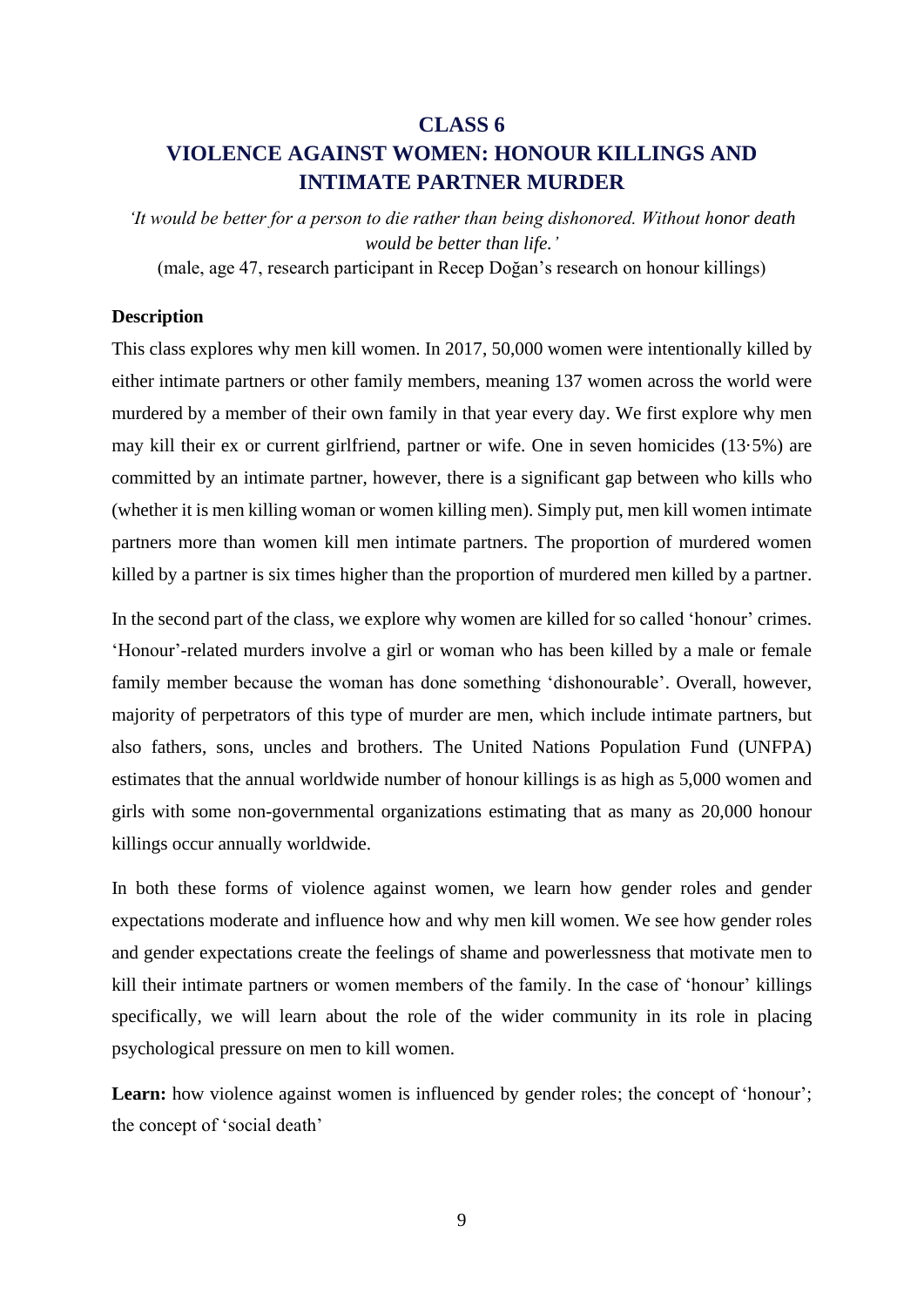# CLASS 6
# VIOLENCE AGAINST WOMEN: HONOUR KILLINGS AND INTIMATE PARTNER MURDER

*'It would be better for a person to die rather than being dishonored. Without honor death would be better than life.'*

(male, age 47, research participant in Recep Doğan's research on honour killings)

**Description**

This class explores why men kill women. In 2017, 50,000 women were intentionally killed by either intimate partners or other family members, meaning 137 women across the world were murdered by a member of their own family in that year every day. We first explore why men may kill their ex or current girlfriend, partner or wife. One in seven homicides (13·5%) are committed by an intimate partner, however, there is a significant gap between who kills who (whether it is men killing woman or women killing men). Simply put, men kill women intimate partners more than women kill men intimate partners. The proportion of murdered women killed by a partner is six times higher than the proportion of murdered men killed by a partner.

In the second part of the class, we explore why women are killed for so called 'honour' crimes. 'Honour'-related murders involve a girl or woman who has been killed by a male or female family member because the woman has done something 'dishonourable'. Overall, however, majority of perpetrators of this type of murder are men, which include intimate partners, but also fathers, sons, uncles and brothers. The United Nations Population Fund (UNFPA) estimates that the annual worldwide number of honour killings is as high as 5,000 women and girls with some non-governmental organizations estimating that as many as 20,000 honour killings occur annually worldwide.

In both these forms of violence against women, we learn how gender roles and gender expectations moderate and influence how and why men kill women. We see how gender roles and gender expectations create the feelings of shame and powerlessness that motivate men to kill their intimate partners or women members of the family. In the case of 'honour' killings specifically, we will learn about the role of the wider community in its role in placing psychological pressure on men to kill women.

**Learn:** how violence against women is influenced by gender roles; the concept of 'honour'; the concept of 'social death'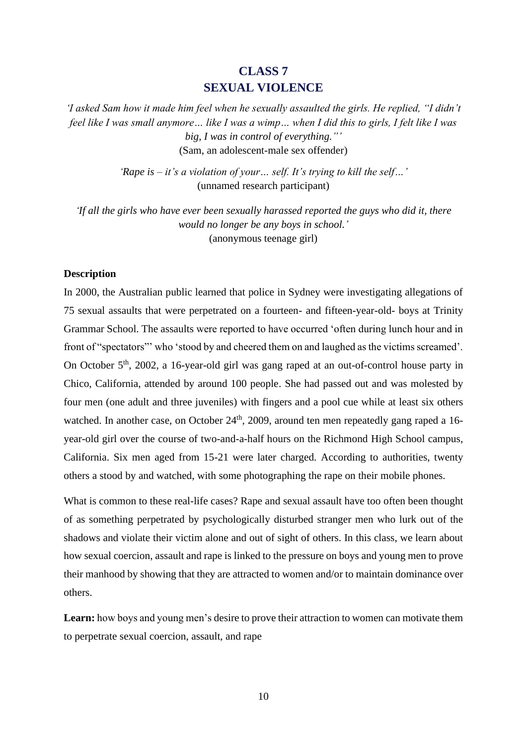# CLASS 7
# SEXUAL VIOLENCE

*'I asked Sam how it made him feel when he sexually assaulted the girls. He replied, "I didn't feel like I was small anymore… like I was a wimp… when I did this to girls, I felt like I was big, I was in control of everything."'*
(Sam, an adolescent-male sex offender)

*'Rape is – it's a violation of your… self. It's trying to kill the self…'*
(unnamed research participant)

*'If all the girls who have ever been sexually harassed reported the guys who did it, there would no longer be any boys in school.'*
(anonymous teenage girl)

**Description**

In 2000, the Australian public learned that police in Sydney were investigating allegations of 75 sexual assaults that were perpetrated on a fourteen- and fifteen-year-old- boys at Trinity Grammar School. The assaults were reported to have occurred 'often during lunch hour and in front of "spectators"' who 'stood by and cheered them on and laughed as the victims screamed'. On October 5th, 2002, a 16-year-old girl was gang raped at an out-of-control house party in Chico, California, attended by around 100 people. She had passed out and was molested by four men (one adult and three juveniles) with fingers and a pool cue while at least six others watched. In another case, on October 24th, 2009, around ten men repeatedly gang raped a 16-year-old girl over the course of two-and-a-half hours on the Richmond High School campus, California. Six men aged from 15-21 were later charged. According to authorities, twenty others a stood by and watched, with some photographing the rape on their mobile phones.

What is common to these real-life cases? Rape and sexual assault have too often been thought of as something perpetrated by psychologically disturbed stranger men who lurk out of the shadows and violate their victim alone and out of sight of others. In this class, we learn about how sexual coercion, assault and rape is linked to the pressure on boys and young men to prove their manhood by showing that they are attracted to women and/or to maintain dominance over others.

**Learn:** how boys and young men's desire to prove their attraction to women can motivate them to perpetrate sexual coercion, assault, and rape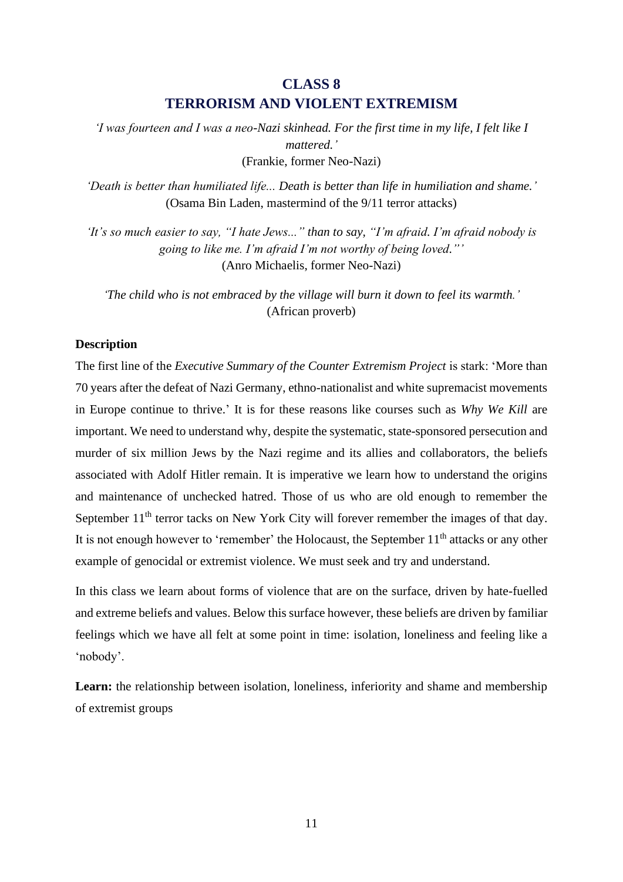# CLASS 8
# TERRORISM AND VIOLENT EXTREMISM

*'I was fourteen and I was a neo-Nazi skinhead. For the first time in my life, I felt like I mattered.'*
(Frankie, former Neo-Nazi)

*'Death is better than humiliated life... Death is better than life in humiliation and shame.'*
(Osama Bin Laden, mastermind of the 9/11 terror attacks)

*'It's so much easier to say, "I hate Jews..." than to say, "I'm afraid. I'm afraid nobody is going to like me. I'm afraid I'm not worthy of being loved."'*
(Anro Michaelis, former Neo-Nazi)

*'The child who is not embraced by the village will burn it down to feel its warmth.'*
(African proverb)

**Description**

The first line of the *Executive Summary of the Counter Extremism Project* is stark: 'More than 70 years after the defeat of Nazi Germany, ethno-nationalist and white supremacist movements in Europe continue to thrive.' It is for these reasons like courses such as *Why We Kill* are important. We need to understand why, despite the systematic, state-sponsored persecution and murder of six million Jews by the Nazi regime and its allies and collaborators, the beliefs associated with Adolf Hitler remain. It is imperative we learn how to understand the origins and maintenance of unchecked hatred. Those of us who are old enough to remember the September 11th terror tacks on New York City will forever remember the images of that day. It is not enough however to 'remember' the Holocaust, the September 11th attacks or any other example of genocidal or extremist violence. We must seek and try and understand.

In this class we learn about forms of violence that are on the surface, driven by hate-fuelled and extreme beliefs and values. Below this surface however, these beliefs are driven by familiar feelings which we have all felt at some point in time: isolation, loneliness and feeling like a 'nobody'.

**Learn:** the relationship between isolation, loneliness, inferiority and shame and membership of extremist groups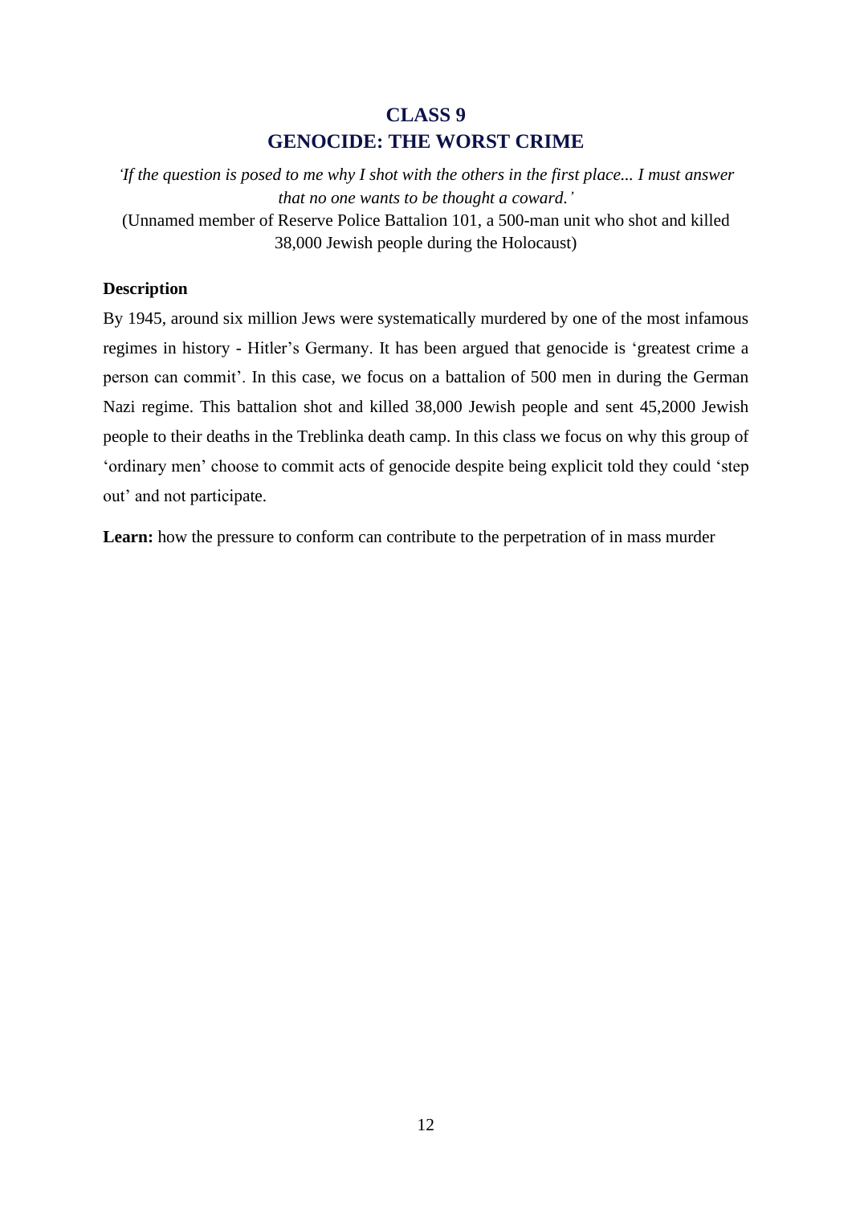# CLASS 9
# GENOCIDE: THE WORST CRIME

*'If the question is posed to me why I shot with the others in the first place... I must answer that no one wants to be thought a coward.'*

(Unnamed member of Reserve Police Battalion 101, a 500-man unit who shot and killed 38,000 Jewish people during the Holocaust)

**Description**

By 1945, around six million Jews were systematically murdered by one of the most infamous regimes in history - Hitler's Germany. It has been argued that genocide is 'greatest crime a person can commit'. In this case, we focus on a battalion of 500 men in during the German Nazi regime. This battalion shot and killed 38,000 Jewish people and sent 45,2000 Jewish people to their deaths in the Treblinka death camp. In this class we focus on why this group of 'ordinary men' choose to commit acts of genocide despite being explicit told they could 'step out' and not participate.

**Learn:** how the pressure to conform can contribute to the perpetration of in mass murder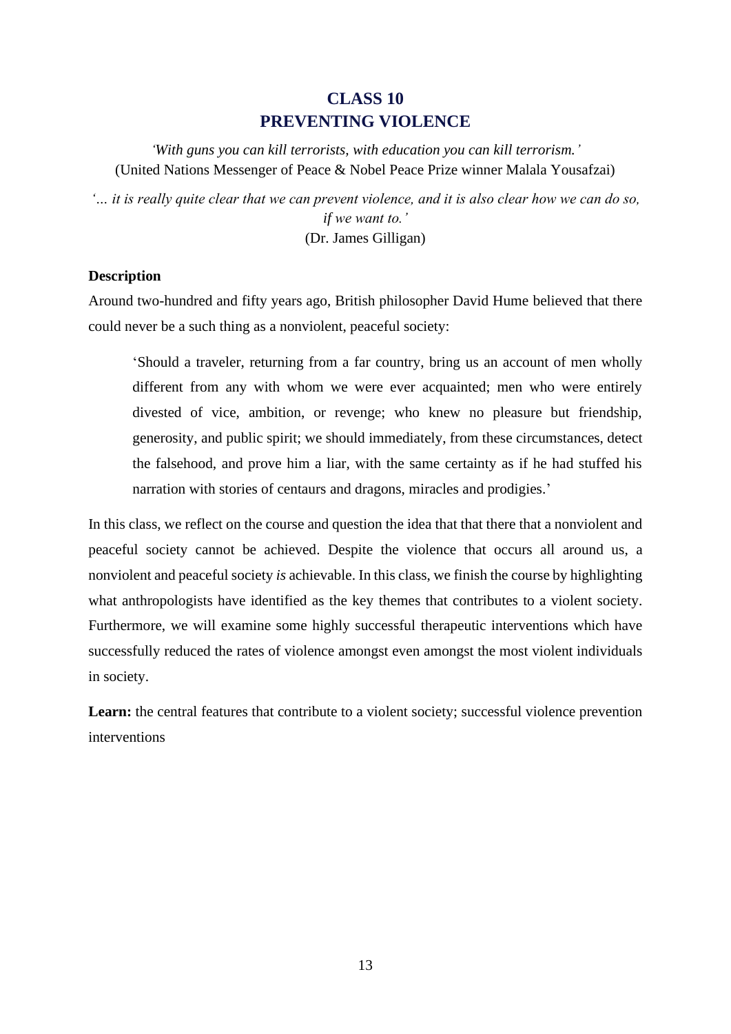# CLASS 10
# PREVENTING VIOLENCE

*'With guns you can kill terrorists, with education you can kill terrorism.'*
(United Nations Messenger of Peace & Nobel Peace Prize winner Malala Yousafzai)

*'… it is really quite clear that we can prevent violence, and it is also clear how we can do so, if we want to.'*
(Dr. James Gilligan)

**Description**

Around two-hundred and fifty years ago, British philosopher David Hume believed that there could never be a such thing as a nonviolent, peaceful society:

> 'Should a traveler, returning from a far country, bring us an account of men wholly different from any with whom we were ever acquainted; men who were entirely divested of vice, ambition, or revenge; who knew no pleasure but friendship, generosity, and public spirit; we should immediately, from these circumstances, detect the falsehood, and prove him a liar, with the same certainty as if he had stuffed his narration with stories of centaurs and dragons, miracles and prodigies.'

In this class, we reflect on the course and question the idea that that there that a nonviolent and peaceful society cannot be achieved. Despite the violence that occurs all around us, a nonviolent and peaceful society *is* achievable. In this class, we finish the course by highlighting what anthropologists have identified as the key themes that contributes to a violent society. Furthermore, we will examine some highly successful therapeutic interventions which have successfully reduced the rates of violence amongst even amongst the most violent individuals in society.

**Learn:** the central features that contribute to a violent society; successful violence prevention interventions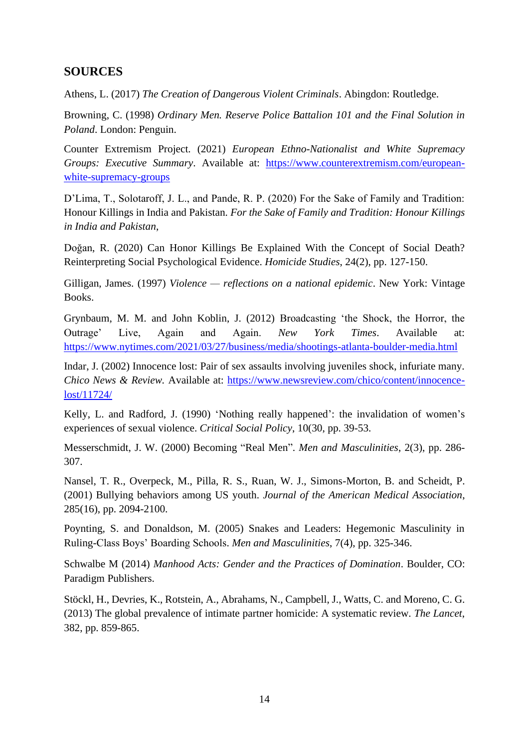## SOURCES

Athens, L. (2017) *The Creation of Dangerous Violent Criminals*. Abingdon: Routledge.

Browning, C. (1998) *Ordinary Men. Reserve Police Battalion 101 and the Final Solution in Poland*. London: Penguin.

Counter Extremism Project. (2021) *European Ethno-Nationalist and White Supremacy Groups: Executive Summary*. Available at: https://www.counterextremism.com/european-white-supremacy-groups

D'Lima, T., Solotaroff, J. L., and Pande, R. P. (2020) For the Sake of Family and Tradition: Honour Killings in India and Pakistan. *For the Sake of Family and Tradition: Honour Killings in India and Pakistan*,

Doğan, R. (2020) Can Honor Killings Be Explained With the Concept of Social Death? Reinterpreting Social Psychological Evidence. *Homicide Studies*, 24(2), pp. 127-150.

Gilligan, James. (1997) *Violence — reflections on a national epidemic*. New York: Vintage Books.

Grynbaum, M. M. and John Koblin, J. (2012) Broadcasting 'the Shock, the Horror, the Outrage' Live, Again and Again. *New York Times*. Available at: https://www.nytimes.com/2021/03/27/business/media/shootings-atlanta-boulder-media.html

Indar, J. (2002) Innocence lost: Pair of sex assaults involving juveniles shock, infuriate many. *Chico News & Review*. Available at: https://www.newsreview.com/chico/content/innocence-lost/11724/

Kelly, L. and Radford, J. (1990) 'Nothing really happened': the invalidation of women's experiences of sexual violence. *Critical Social Policy*, 10(30, pp. 39-53.

Messerschmidt, J. W. (2000) Becoming "Real Men". *Men and Masculinities*, 2(3), pp. 286-307.

Nansel, T. R., Overpeck, M., Pilla, R. S., Ruan, W. J., Simons-Morton, B. and Scheidt, P. (2001) Bullying behaviors among US youth. *Journal of the American Medical Association*, 285(16), pp. 2094-2100.

Poynting, S. and Donaldson, M. (2005) Snakes and Leaders: Hegemonic Masculinity in Ruling-Class Boys' Boarding Schools. *Men and Masculinities*, 7(4), pp. 325-346.

Schwalbe M (2014) *Manhood Acts: Gender and the Practices of Domination*. Boulder, CO: Paradigm Publishers.

Stöckl, H., Devries, K., Rotstein, A., Abrahams, N., Campbell, J., Watts, C. and Moreno, C. G. (2013) The global prevalence of intimate partner homicide: A systematic review. *The Lancet*, 382, pp. 859-865.